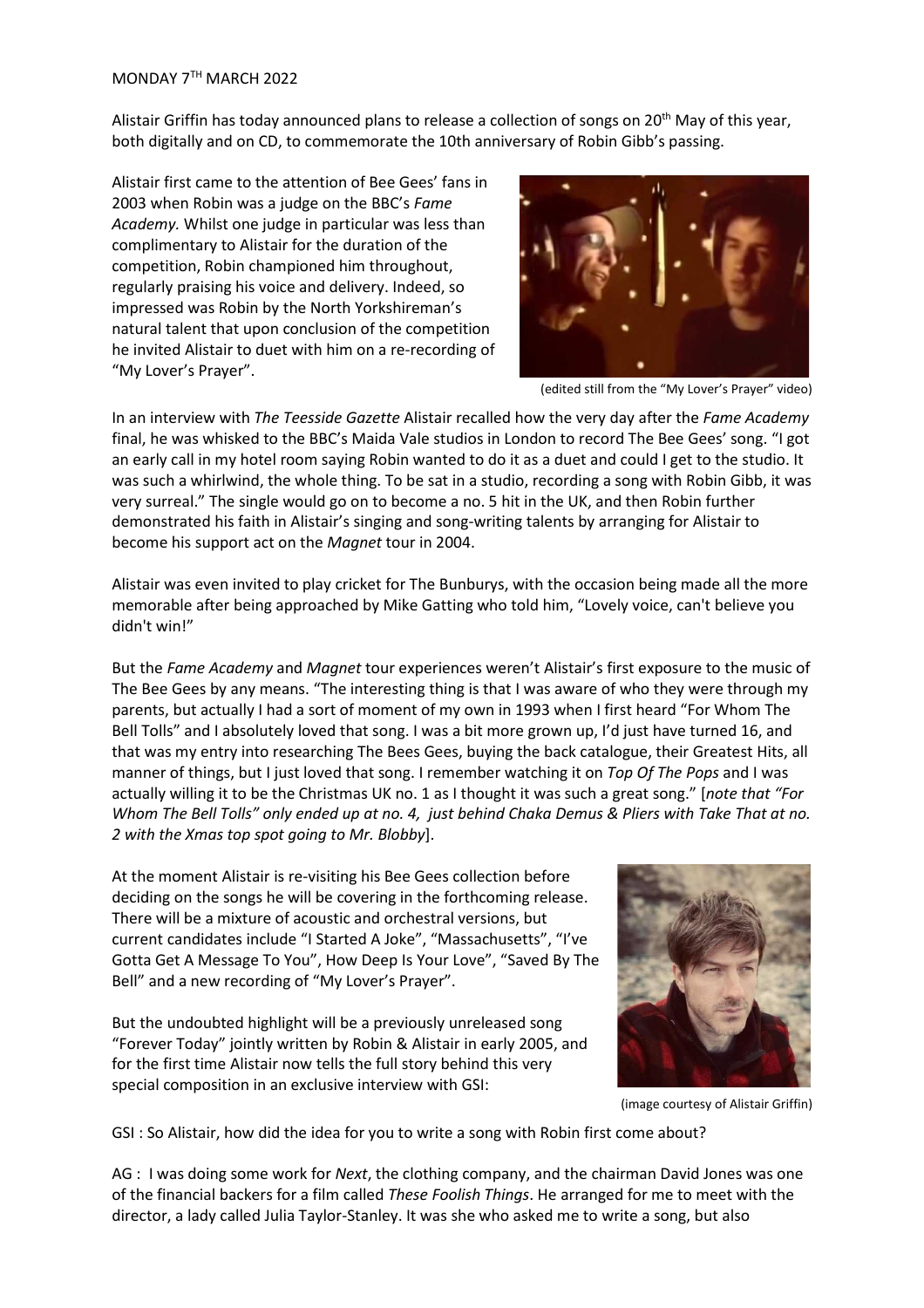MONDAY 7TH MARCH 2022

Alistair Griffin has today announced plans to release a collection of songs on 20th May of this year, both digitally and on CD, to commemorate the 10th anniversary of Robin Gibb's passing.

Alistair first came to the attention of Bee Gees' fans in 2003 when Robin was a judge on the BBC's *Fame Academy.* Whilst one judge in particular was less than complimentary to Alistair for the duration of the competition, Robin championed him throughout, regularly praising his voice and delivery. Indeed, so impressed was Robin by the North Yorkshireman's natural talent that upon conclusion of the competition he invited Alistair to duet with him on a re-recording of "My Lover's Prayer".

(edited still from the "My Lover's Prayer" video)

In an interview with *The Teesside Gazette* Alistair recalled how the very day after the *Fame Academy* final, he was whisked to the BBC's Maida Vale studios in London to record The Bee Gees' song. "I got an early call in my hotel room saying Robin wanted to do it as a duet and could I get to the studio. It was such a whirlwind, the whole thing. To be sat in a studio, recording a song with Robin Gibb, it was very surreal." The single would go on to become a no. 5 hit in the UK, and then Robin further demonstrated his faith in Alistair's singing and song-writing talents by arranging for Alistair to become his support act on the *Magnet* tour in 2004.

Alistair was even invited to play cricket for The Bunburys, with the occasion being made all the more memorable after being approached by Mike Gatting who told him, "Lovely voice, can't believe you didn't win!"

But the *Fame Academy* and *Magnet* tour experiences weren't Alistair's first exposure to the music of The Bee Gees by any means. "The interesting thing is that I was aware of who they were through my parents, but actually I had a sort of moment of my own in 1993 when I first heard "For Whom The Bell Tolls" and I absolutely loved that song. I was a bit more grown up, I'd just have turned 16, and that was my entry into researching The Bees Gees, buying the back catalogue, their Greatest Hits, all manner of things, but I just loved that song. I remember watching it on *Top Of The Pops* and I was actually willing it to be the Christmas UK no. 1 as I thought it was such a great song." [*note that "For Whom The Bell Tolls" only ended up at no. 4, just behind Chaka Demus & Pliers with Take That at no. 2 with the Xmas top spot going to Mr. Blobby*].

At the moment Alistair is re-visiting his Bee Gees collection before deciding on the songs he will be covering in the forthcoming release. There will be a mixture of acoustic and orchestral versions, but current candidates include "I Started A Joke", "Massachusetts", "I've Gotta Get A Message To You", How Deep Is Your Love", "Saved By The Bell" and a new recording of "My Lover's Prayer".

But the undoubted highlight will be a previously unreleased song "Forever Today" jointly written by Robin & Alistair in early 2005, and for the first time Alistair now tells the full story behind this very special composition in an exclusive interview with GSI:

(image courtesy of Alistair Griffin)

GSI : So Alistair, how did the idea for you to write a song with Robin first come about?

AG : I was doing some work for *Next*, the clothing company, and the chairman David Jones was one of the financial backers for a film called *These Foolish Things*. He arranged for me to meet with the director, a lady called Julia Taylor-Stanley. It was she who asked me to write a song, but also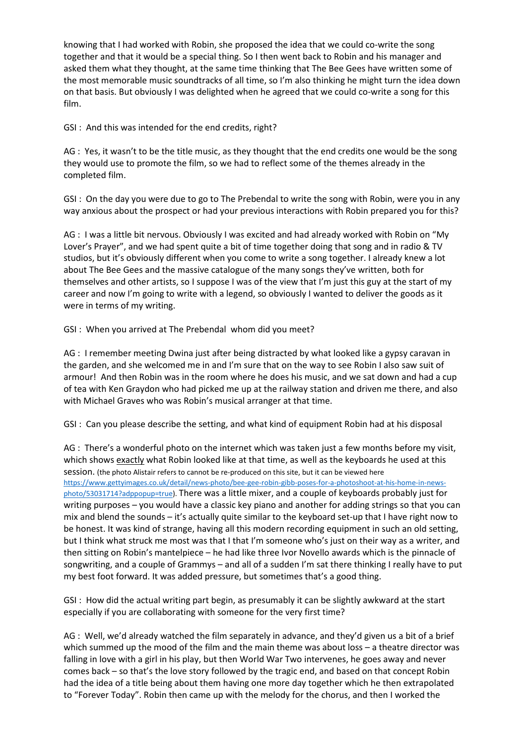knowing that I had worked with Robin, she proposed the idea that we could co-write the song together and that it would be a special thing. So I then went back to Robin and his manager and asked them what they thought, at the same time thinking that The Bee Gees have written some of the most memorable music soundtracks of all time, so I'm also thinking he might turn the idea down on that basis. But obviously I was delighted when he agreed that we could co-write a song for this film.

GSI : And this was intended for the end credits, right?

AG : Yes, it wasn't to be the title music, as they thought that the end credits one would be the song they would use to promote the film, so we had to reflect some of the themes already in the completed film.

GSI : On the day you were due to go to The Prebendal to write the song with Robin, were you in any way anxious about the prospect or had your previous interactions with Robin prepared you for this?

AG : I was a little bit nervous. Obviously I was excited and had already worked with Robin on "My Lover's Prayer", and we had spent quite a bit of time together doing that song and in radio & TV studios, but it's obviously different when you come to write a song together. I already knew a lot about The Bee Gees and the massive catalogue of the many songs they've written, both for themselves and other artists, so I suppose I was of the view that I'm just this guy at the start of my career and now I'm going to write with a legend, so obviously I wanted to deliver the goods as it were in terms of my writing.

GSI : When you arrived at The Prebendal whom did you meet?

AG : I remember meeting Dwina just after being distracted by what looked like a gypsy caravan in the garden, and she welcomed me in and I'm sure that on the way to see Robin I also saw suit of armour! And then Robin was in the room where he does his music, and we sat down and had a cup of tea with Ken Graydon who had picked me up at the railway station and driven me there, and also with Michael Graves who was Robin's musical arranger at that time.

GSI : Can you please describe the setting, and what kind of equipment Robin had at his disposal

AG : There's a wonderful photo on the internet which was taken just a few months before my visit, which shows <u>exactly</u> what Robin looked like at that time, as well as the keyboards he used at this session. (the photo Alistair refers to cannot be re-produced on this site, but it can be viewed here https://www.gettyimages.co.uk/detail/news-photo/bee-gee-robin-gibb-poses-for-a-photoshoot-at-his-home-in-news-photo/53031714?adppopup=true). There was a little mixer, and a couple of keyboards probably just for writing purposes – you would have a classic key piano and another for adding strings so that you can mix and blend the sounds – it's actually quite similar to the keyboard set-up that I have right now to be honest. It was kind of strange, having all this modern recording equipment in such an old setting, but I think what struck me most was that I that I'm someone who's just on their way as a writer, and then sitting on Robin's mantelpiece – he had like three Ivor Novello awards which is the pinnacle of songwriting, and a couple of Grammys – and all of a sudden I'm sat there thinking I really have to put my best foot forward. It was added pressure, but sometimes that's a good thing.

GSI : How did the actual writing part begin, as presumably it can be slightly awkward at the start especially if you are collaborating with someone for the very first time?

AG : Well, we'd already watched the film separately in advance, and they'd given us a bit of a brief which summed up the mood of the film and the main theme was about loss – a theatre director was falling in love with a girl in his play, but then World War Two intervenes, he goes away and never comes back – so that's the love story followed by the tragic end, and based on that concept Robin had the idea of a title being about them having one more day together which he then extrapolated to "Forever Today". Robin then came up with the melody for the chorus, and then I worked the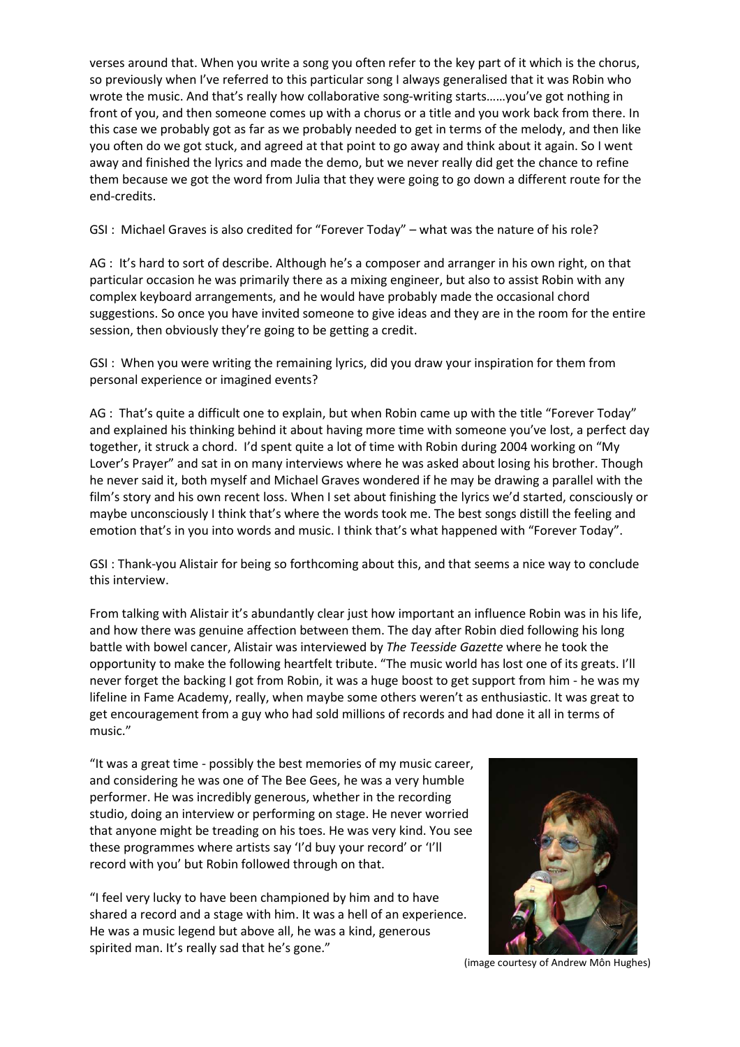verses around that. When you write a song you often refer to the key part of it which is the chorus, so previously when I've referred to this particular song I always generalised that it was Robin who wrote the music. And that's really how collaborative song-writing starts……you've got nothing in front of you, and then someone comes up with a chorus or a title and you work back from there. In this case we probably got as far as we probably needed to get in terms of the melody, and then like you often do we got stuck, and agreed at that point to go away and think about it again. So I went away and finished the lyrics and made the demo, but we never really did get the chance to refine them because we got the word from Julia that they were going to go down a different route for the end-credits.

GSI : Michael Graves is also credited for "Forever Today" – what was the nature of his role?

AG : It's hard to sort of describe. Although he's a composer and arranger in his own right, on that particular occasion he was primarily there as a mixing engineer, but also to assist Robin with any complex keyboard arrangements, and he would have probably made the occasional chord suggestions. So once you have invited someone to give ideas and they are in the room for the entire session, then obviously they're going to be getting a credit.

GSI : When you were writing the remaining lyrics, did you draw your inspiration for them from personal experience or imagined events?

AG : That's quite a difficult one to explain, but when Robin came up with the title "Forever Today" and explained his thinking behind it about having more time with someone you've lost, a perfect day together, it struck a chord. I'd spent quite a lot of time with Robin during 2004 working on "My Lover's Prayer" and sat in on many interviews where he was asked about losing his brother. Though he never said it, both myself and Michael Graves wondered if he may be drawing a parallel with the film's story and his own recent loss. When I set about finishing the lyrics we'd started, consciously or maybe unconsciously I think that's where the words took me. The best songs distill the feeling and emotion that's in you into words and music. I think that's what happened with "Forever Today".

GSI : Thank-you Alistair for being so forthcoming about this, and that seems a nice way to conclude this interview.

From talking with Alistair it's abundantly clear just how important an influence Robin was in his life, and how there was genuine affection between them. The day after Robin died following his long battle with bowel cancer, Alistair was interviewed by *The Teesside Gazette* where he took the opportunity to make the following heartfelt tribute. "The music world has lost one of its greats. I'll never forget the backing I got from Robin, it was a huge boost to get support from him - he was my lifeline in Fame Academy, really, when maybe some others weren't as enthusiastic. It was great to get encouragement from a guy who had sold millions of records and had done it all in terms of music."

"It was a great time - possibly the best memories of my music career, and considering he was one of The Bee Gees, he was a very humble performer. He was incredibly generous, whether in the recording studio, doing an interview or performing on stage. He never worried that anyone might be treading on his toes. He was very kind. You see these programmes where artists say 'I'd buy your record' or 'I'll record with you' but Robin followed through on that.

"I feel very lucky to have been championed by him and to have shared a record and a stage with him. It was a hell of an experience. He was a music legend but above all, he was a kind, generous spirited man. It's really sad that he's gone."

(image courtesy of Andrew Môn Hughes)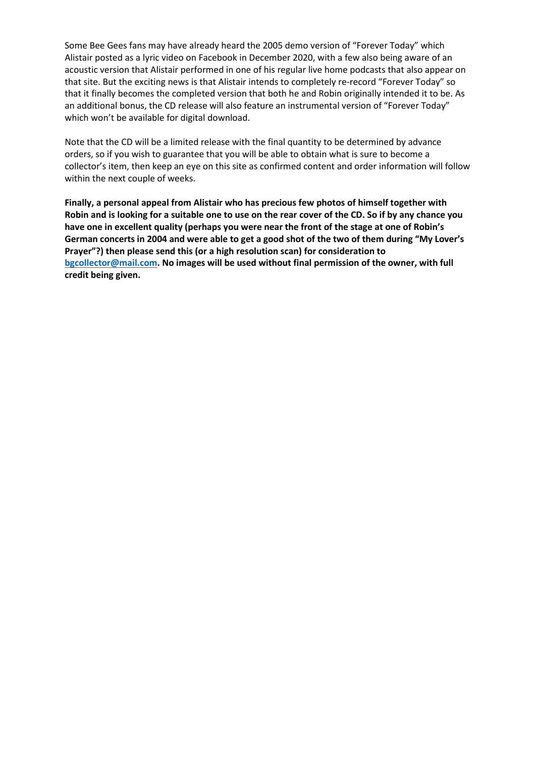Some Bee Gees fans may have already heard the 2005 demo version of "Forever Today" which Alistair posted as a lyric video on Facebook in December 2020, with a few also being aware of an acoustic version that Alistair performed in one of his regular live home podcasts that also appear on that site. But the exciting news is that Alistair intends to completely re-record "Forever Today" so that it finally becomes the completed version that both he and Robin originally intended it to be. As an additional bonus, the CD release will also feature an instrumental version of "Forever Today" which won't be available for digital download.

Note that the CD will be a limited release with the final quantity to be determined by advance orders, so if you wish to guarantee that you will be able to obtain what is sure to become a collector's item, then keep an eye on this site as confirmed content and order information will follow within the next couple of weeks.

**Finally, a personal appeal from Alistair who has precious few photos of himself together with Robin and is looking for a suitable one to use on the rear cover of the CD. So if by any chance you have one in excellent quality (perhaps you were near the front of the stage at one of Robin's German concerts in 2004 and were able to get a good shot of the two of them during "My Lover's Prayer"?) then please send this (or a high resolution scan) for consideration to [bgcollector@mail.com](mailto:bgcollector@mail.com). No images will be used without final permission of the owner, with full credit being given.**